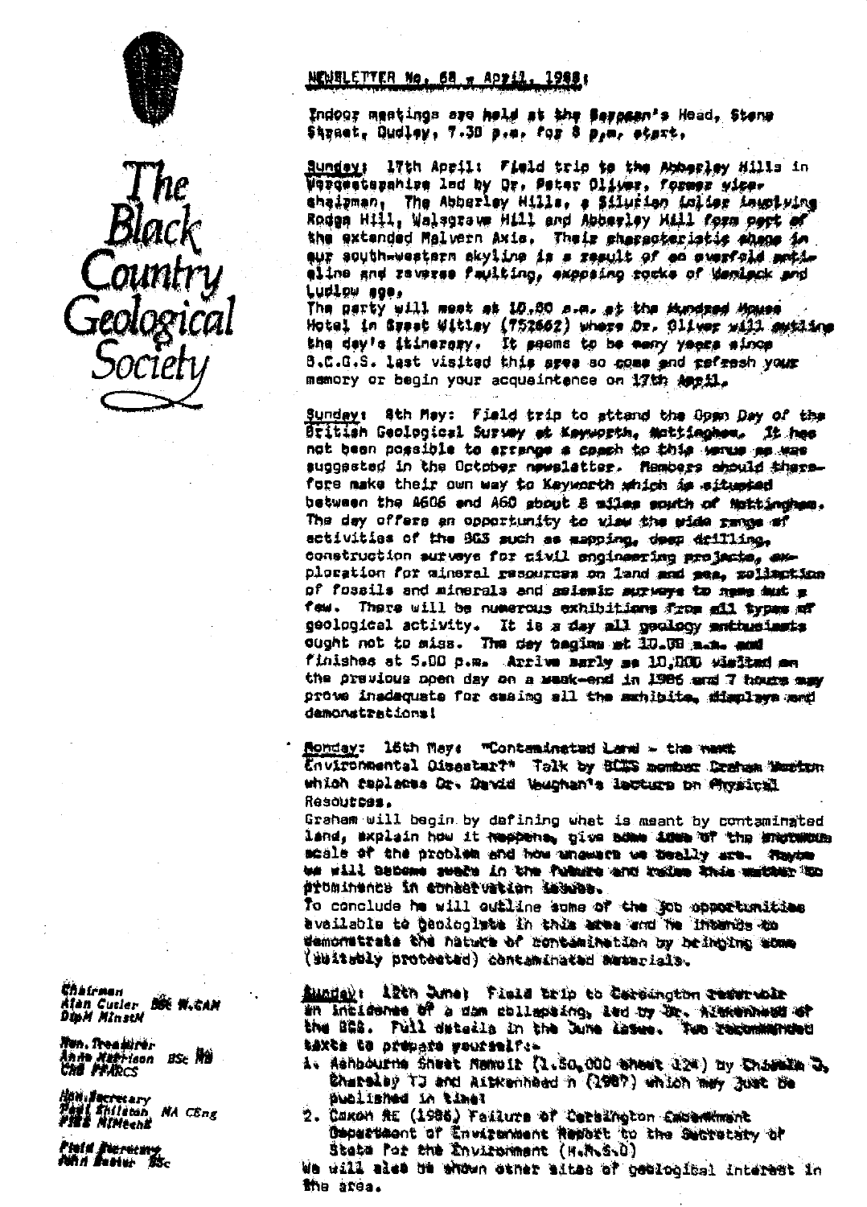# The Black Country Geological Society

## NEWSLETTER No. 68 – April, 1988.

Indoor meetings are held at the Saracen's Head, Stone Street, Dudley, 7.30 p.m. for 8 p.m. start.

**Sunday: 17th April:** *Field trip to the Abberley Hills in Worcestershire led by Dr. Peter Oliver, former vice-chairman.* The Abberley Hills, a Silurian inlier involving Rodge Hill, Walsgrave Hill and Abberley Hill form part of the extended Malvern Axis. Their characteristic shape in our south-western skyline is a result of an overfold anticline and reverse faulting, exposing rocks of Wenlock and Ludlow age.
The party will meet at 10.00 a.m. at the Hundred House Hotel in Great Witley (752662) where Dr. Oliver will outline the day's itinerary. It seems to be many years since B.C.G.S. last visited this area so come and refresh your memory or begin your acquaintance on 17th April.

**Sunday: 8th May:** *Field trip to attend the Open Day of the British Geological Survey at Keyworth, Nottingham.* It has not been possible to arrange a coach to this venue as was suggested in the October newsletter. Members should therefore make their own way to Keyworth which is situated between the A606 and A60 about 8 miles south of Nottingham. The day offers an opportunity to view the wide range of activities of the BGS such as mapping, deep drilling, construction surveys for civil engineering projects, exploration for mineral resources on land and sea, collection of fossils and minerals and seismic surveys to name but a few. There will be numerous exhibitions from all types of geological activity. It is a day all geology enthusiasts ought not to miss. The day begins at 10.00 a.m. and finishes at 5.00 p.m. Arrive early as 10,000 visited on the previous open day on a week-end in 1986 and 7 hours may prove inadequate for seeing all the exhibits, displays and demonstrations!

**Monday: 16th May:** "Contaminated Land – the next Environmental Disaster?" Talk by BCGS member Graham Worton which replaces Dr. David Vaughan's lecture on Physical Resources.
Graham will begin by defining what is meant by contaminated land, explain how it happens, give some idea of the enormous scale of the problem and how unaware we really are. Maybe we will become aware in the future and raise this matter to prominence in conservation issues.
To conclude he will outline some of the job opportunities available to geologists in this area and he intends to demonstrate the nature of contamination by bringing some (suitably protected) contaminated materials.

**Sunday: 12th June:** Field trip to Carsington reservoir an incidence of a dam collapsing, led by Dr. Aitkenhead of the BGS. Full details in the June issue. Two recommended texts to prepare yourself:-

1. Ashbourne Sheet Memoir (1:50,000 sheet 124) by Chisholm J, Charsley TJ and Aitkenhead N (1987) which may just be published in time!
2. Coxon RE (1986) Failure of Carsington Embankment Department of Environment Report to the Secretary of State for the Environment (H.M.S.O)

We will also be shown other sites of geological interest in the area.

Chairman
Alan Cutler BSc M.CAM DipM MInstM

Hon. Treasurer
Anne Harrison BSc MA CNB FFARCS

Hon. Secretary
Paul Shilston MA CEng FIEE MIMechE

Field Secretary
John Easter BSc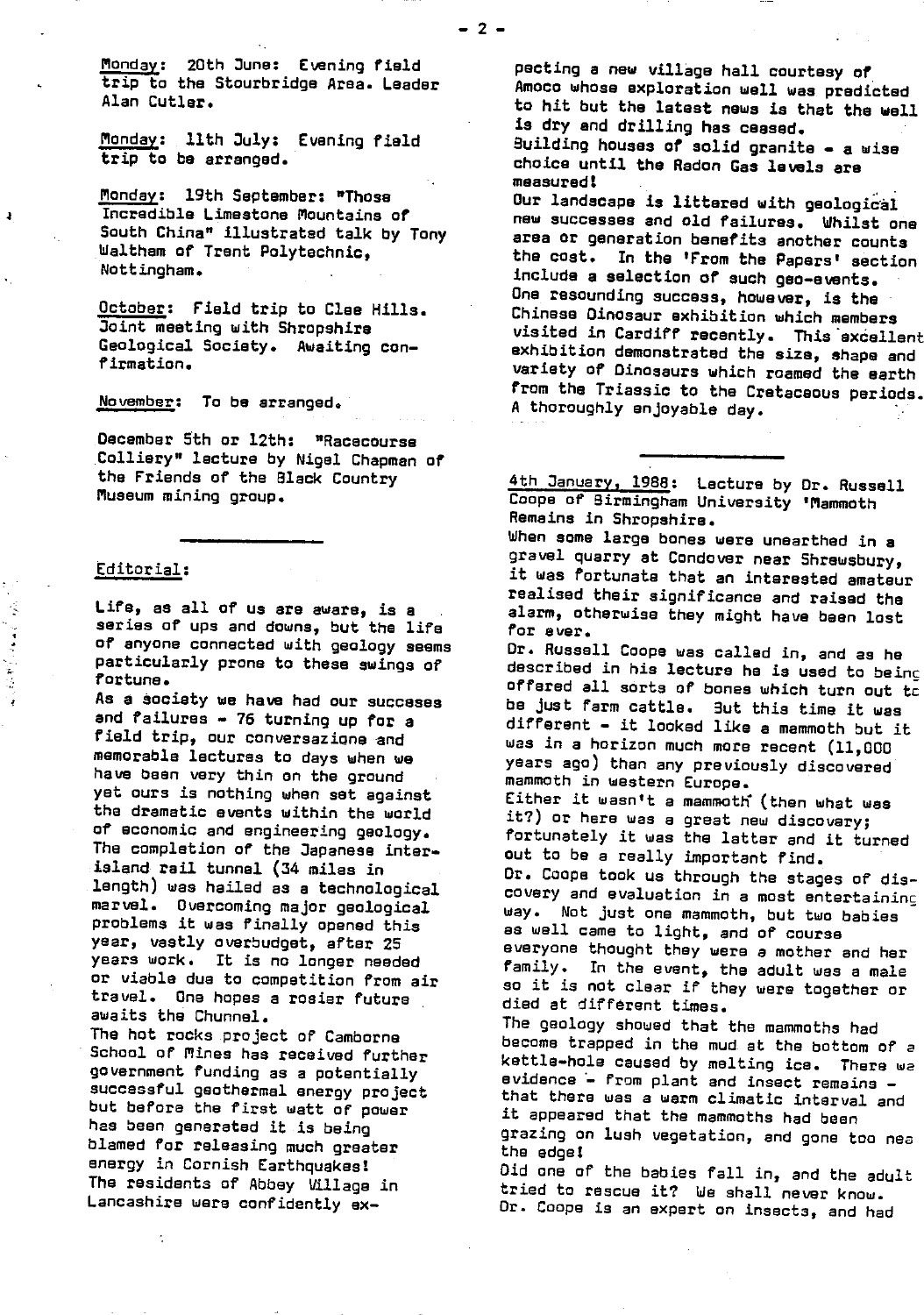Monday: 20th June: Evening field trip to the Stourbridge Area. Leader Alan Cutler.

Monday: 11th July: Evening field trip to be arranged.

Monday: 19th September: "Those Incredible Limestone Mountains of South China" illustrated talk by Tony Waltham of Trent Polytechnic, Nottingham.

October: Field trip to Clee Hills. Joint meeting with Shropshire Geological Society. Awaiting confirmation.

November: To be arranged.

December 5th or 12th: "Racecourse Colliery" lecture by Nigel Chapman of the Friends of the Black Country Museum mining group.

---

Editorial:

Life, as all of us are aware, is a series of ups and downs, but the life of anyone connected with geology seems particularly prone to these swings of fortune.

As a society we have had our successes and failures - 76 turning up for a field trip, our conversazione and memorable lectures to days when we have been very thin on the ground yet ours is nothing when set against the dramatic events within the world of economic and engineering geology. The completion of the Japanese inter-island rail tunnel (34 miles in length) was hailed as a technological marvel. Overcoming major geological problems it was finally opened this year, vastly overbudget, after 25 years work. It is no longer needed or viable due to competition from air travel. One hopes a rosier future awaits the Chunnel.

The hot rocks project of Camborne School of Mines has received further government funding as a potentially successful geothermal energy project but before the first watt of power has been generated it is being blamed for releasing much greater energy in Cornish Earthquakes!

The residents of Abbey Village in Lancashire were confidently expecting a new village hall courtesy of Amoco whose exploration well was predicted to hit but the latest news is that the well is dry and drilling has ceased.

Building houses of solid granite - a wise choice until the Radon Gas levels are measured!

Our landscape is littered with geological new successes and old failures. Whilst one area or generation benefits another counts the cost. In the 'From the Papers' section include a selection of such geo-events.

One resounding success, however, is the Chinese Dinosaur exhibition which members visited in Cardiff recently. This excellent exhibition demonstrated the size, shape and variety of Dinosaurs which roamed the earth from the Triassic to the Cretaceous periods. A thoroughly enjoyable day.

---

4th January, 1988: Lecture by Dr. Russell Coope of Birmingham University 'Mammoth Remains in Shropshire.

When some large bones were unearthed in a gravel quarry at Condover near Shrewsbury, it was fortunate that an interested amateur realised their significance and raised the alarm, otherwise they might have been lost for ever.

Dr. Russell Coope was called in, and as he described in his lecture he is used to being offered all sorts of bones which turn out to be just farm cattle. But this time it was different - it looked like a mammoth but it was in a horizon much more recent (11,000 years ago) than any previously discovered mammoth in western Europe.

Either it wasn't a mammoth (then what was it?) or here was a great new discovery; fortunately it was the latter and it turned out to be a really important find.

Dr. Coope took us through the stages of discovery and evaluation in a most entertaining way. Not just one mammoth, but two babies as well came to light, and of course everyone thought they were a mother and her family. In the event, the adult was a male so it is not clear if they were together or died at different times.

The geology showed that the mammoths had become trapped in the mud at the bottom of a kettle-hole caused by melting ice. There was evidence - from plant and insect remains - that there was a warm climatic interval and it appeared that the mammoths had been grazing on lush vegetation, and gone too near the edge!

Did one of the babies fall in, and the adult tried to rescue it? We shall never know.

Dr. Coope is an expert on insects, and had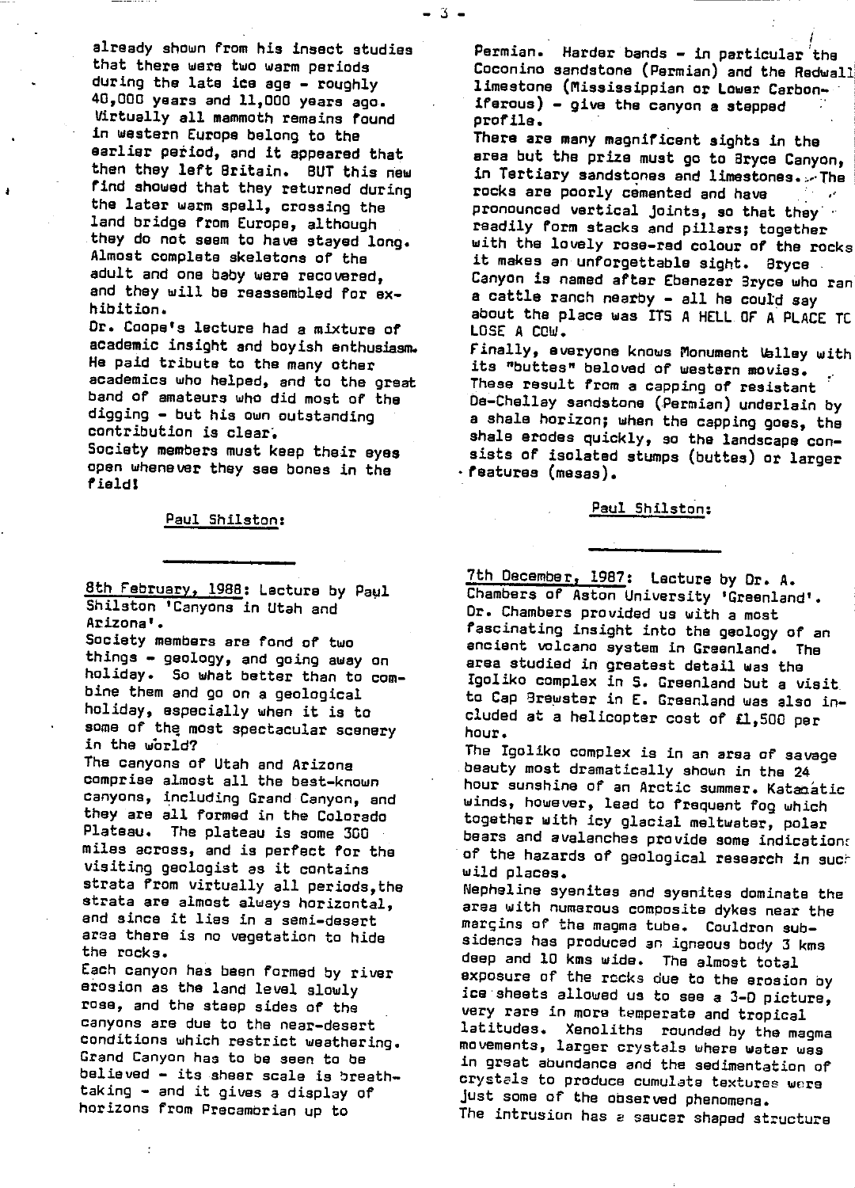already shown from his insect studies that there were two warm periods during the late ice age - roughly 40,000 years and 11,000 years ago. Virtually all mammoth remains found in western Europe belong to the earlier period, and it appeared that then they left Britain. BUT this new find showed that they returned during the later warm spell, crossing the land bridge from Europe, although they do not seem to have stayed long. Almost complete skeletons of the adult and one baby were recovered, and they will be reassembled for exhibition.

Dr. Coope's lecture had a mixture of academic insight and boyish enthusiasm. He paid tribute to the many other academics who helped, and to the great band of amateurs who did most of the digging - but his own outstanding contribution is clear.

Society members must keep their eyes open whenever they see bones in the field!

Paul Shilston:

---

8th February, 1988: Lecture by Paul Shilston 'Canyons in Utah and Arizona'.

Society members are fond of two things - geology, and going away on holiday. So what better than to combine them and go on a geological holiday, especially when it is to some of the most spectacular scenery in the world?

The canyons of Utah and Arizona comprise almost all the best-known canyons, including Grand Canyon, and they are all formed in the Colorado Plateau. The plateau is some 300 miles across, and is perfect for the visiting geologist as it contains strata from virtually all periods, the strata are almost always horizontal, and since it lies in a semi-desert area there is no vegetation to hide the rocks.

Each canyon has been formed by river erosion as the land level slowly rose, and the steep sides of the canyons are due to the near-desert conditions which restrict weathering. Grand Canyon has to be seen to be believed - its sheer scale is breathtaking - and it gives a display of horizons from Precambrian up to Permian. Harder bands - in particular the Coconino sandstone (Permian) and the Redwall limestone (Mississippian or Lower Carboniferous) - give the canyon a stepped profile.

There are many magnificent sights in the area but the prize must go to Bryce Canyon, in Tertiary sandstones and limestones. The rocks are poorly cemented and have pronounced vertical joints, so that they readily form stacks and pillars; together with the lovely rose-red colour of the rocks it makes an unforgettable sight. Bryce Canyon is named after Ebenezer Bryce who ran a cattle ranch nearby - all he could say about the place was ITS A HELL OF A PLACE TO LOSE A COW.

Finally, everyone knows Monument Valley with its "buttes" beloved of western movies. These result from a capping of resistant De-Chelley sandstone (Permian) underlain by a shale horizon; when the capping goes, the shale erodes quickly, so the landscape consists of isolated stumps (buttes) or larger features (mesas).

Paul Shilston:

---

7th December, 1987: Lecture by Dr. A. Chambers of Aston University 'Greenland'.

Dr. Chambers provided us with a most fascinating insight into the geology of an ancient volcano system in Greenland. The area studied in greatest detail was the Igoliko complex in S. Greenland but a visit to Cap Brewster in E. Greenland was also included at a helicopter cost of £1,500 per hour.

The Igoliko complex is in an area of savage beauty most dramatically shown in the 24 hour sunshine of an Arctic summer. Katabatic winds, however, lead to frequent fog which together with icy glacial meltwater, polar bears and avalanches provide some indications of the hazards of geological research in such wild places.

Nepheline syenites and syenites dominate the area with numerous composite dykes near the margins of the magma tube. Couldron subsidence has produced an igneous body 3 kms deep and 10 kms wide. The almost total exposure of the rocks due to the erosion by ice sheets allowed us to see a 3-D picture, very rare in more temperate and tropical latitudes. Xenoliths rounded by the magma movements, larger crystals where water was in great abundance and the sedimentation of crystals to produce cumulate textures were just some of the observed phenomena.

The intrusion has a saucer shaped structure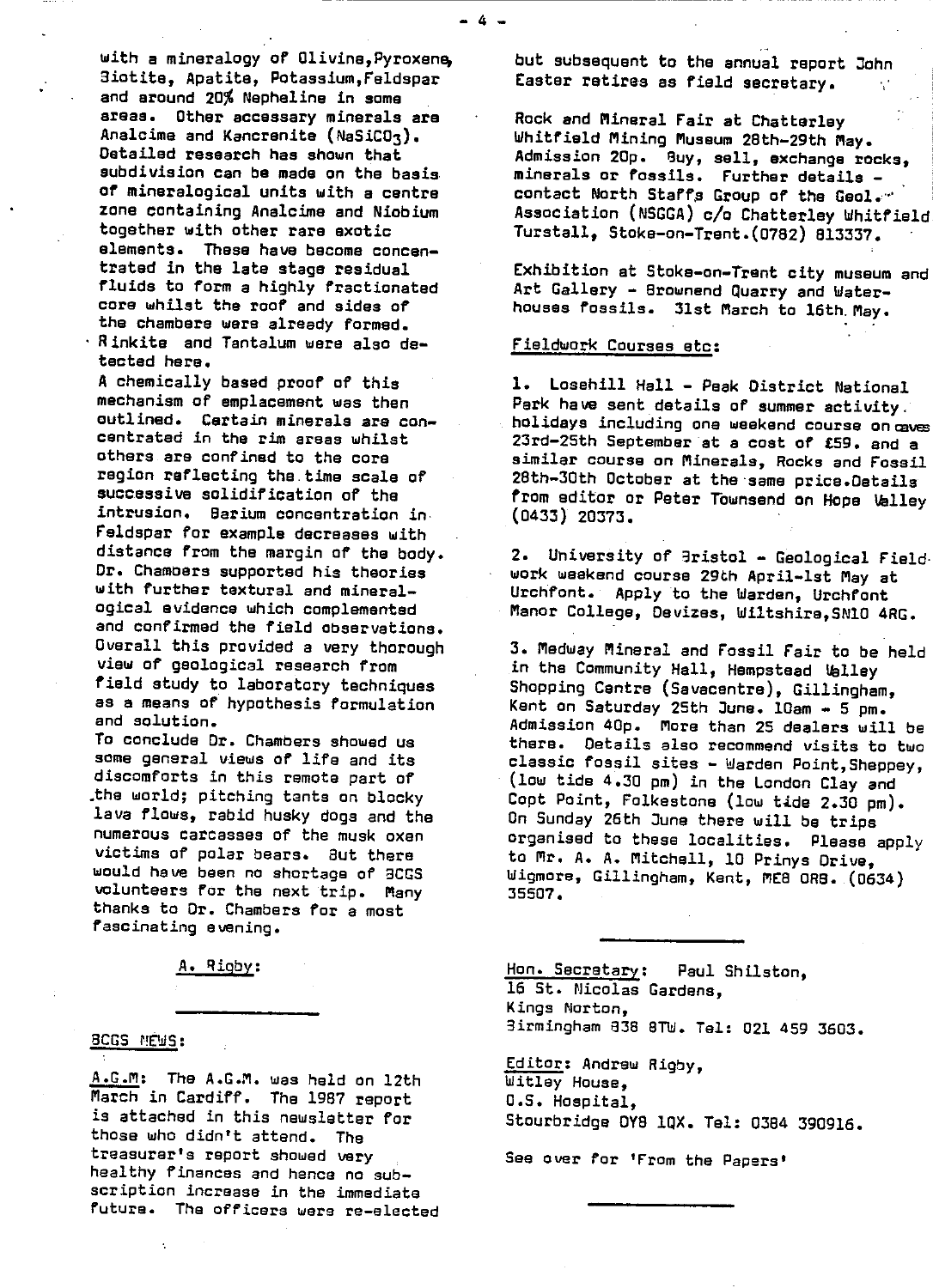with a mineralogy of Olivine, Pyroxene, Biotite, Apatite, Potassium, Feldspar and around 20% Nepheline in some areas. Other accessary minerals are Analcime and Kancrenite ($NaSiCO_3$). Detailed research has shown that subdivision can be made on the basis of mineralogical units with a centre zone containing Analcime and Niobium together with other rare exotic elements. These have become concentrated in the late stage residual fluids to form a highly fractionated core whilst the roof and sides of the chambers were already formed. Rinkite and Tantalum were also detected here.

A chemically based proof of this mechanism of emplacement was then outlined. Certain minerals are concentrated in the rim areas whilst others are confined to the core region reflecting the time scale of successive solidification of the intrusion. Barium concentration in Feldspar for example decreases with distance from the margin of the body. Dr. Chambers supported his theories with further textural and mineralogical evidence which complemented and confirmed the field observations. Overall this provided a very thorough view of geological research from field study to laboratory techniques as a means of hypothesis formulation and solution.

To conclude Dr. Chambers showed us some general views of life and its discomforts in this remote part of the world; pitching tents on blocky lava flows, rabid husky dogs and the numerous carcasses of the musk oxen victims of polar bears. But there would have been no shortage of BCGS volunteers for the next trip. Many thanks to Dr. Chambers for a most fascinating evening.

A. Rigby:

---

## BCGS NEWS:

A.G.M: The A.G.M. was held on 12th March in Cardiff. The 1987 report is attached in this newsletter for those who didn't attend. The treasurer's report showed very healthy finances and hence no subscription increase in the immediate future. The officers were re-elected but subsequent to the annual report John Easter retires as field secretary.

Rock and Mineral Fair at Chatterley Whitfield Mining Museum 28th-29th May. Admission 20p. Buy, sell, exchange rocks, minerals or fossils. Further details - contact North Staffs Group of the Geol. Association (NSGGA) c/o Chatterley Whitfield Turstall, Stoke-on-Trent. (0782) 813337.

Exhibition at Stoke-on-Trent city museum and Art Gallery - Brownend Quarry and Waterhouses fossils. 31st March to 16th May.

## Fieldwork Courses etc:

1. Losehill Hall - Peak District National Park have sent details of summer activity holidays including one weekend course on caves 23rd-25th September at a cost of £59. and a similar course on Minerals, Rocks and Fossil 28th-30th October at the same price. Details from editor or Peter Townsend on Hope Valley (0433) 20373.

2. University of Bristol - Geological Fieldwork weekend course 29th April-1st May at Urchfont. Apply to the Warden, Urchfont Manor College, Devizes, Wiltshire, SN10 4RG.

3. Medway Mineral and Fossil Fair to be held in the Community Hall, Hempstead Valley Shopping Centre (Savacentre), Gillingham, Kent on Saturday 25th June. 10am - 5 pm. Admission 40p. More than 25 dealers will be there. Details also recommend visits to two classic fossil sites - Warden Point, Sheppey, (low tide 4.30 pm) in the London Clay and Copt Point, Folkestone (low tide 2.30 pm). On Sunday 26th June there will be trips organised to these localities. Please apply to Mr. A. A. Mitchell, 10 Prinys Drive, Wigmore, Gillingham, Kent, ME8 0RB. (0634) 35507.

---

Hon. Secretary: Paul Shilston,
16 St. Nicolas Gardens,
Kings Norton,
Birmingham B38 8TW. Tel: 021 459 3603.

Editor: Andrew Rigby,
Witley House,
O.S. Hospital,
Stourbridge DY8 1QX. Tel: 0384 390916.

See over for 'From the Papers'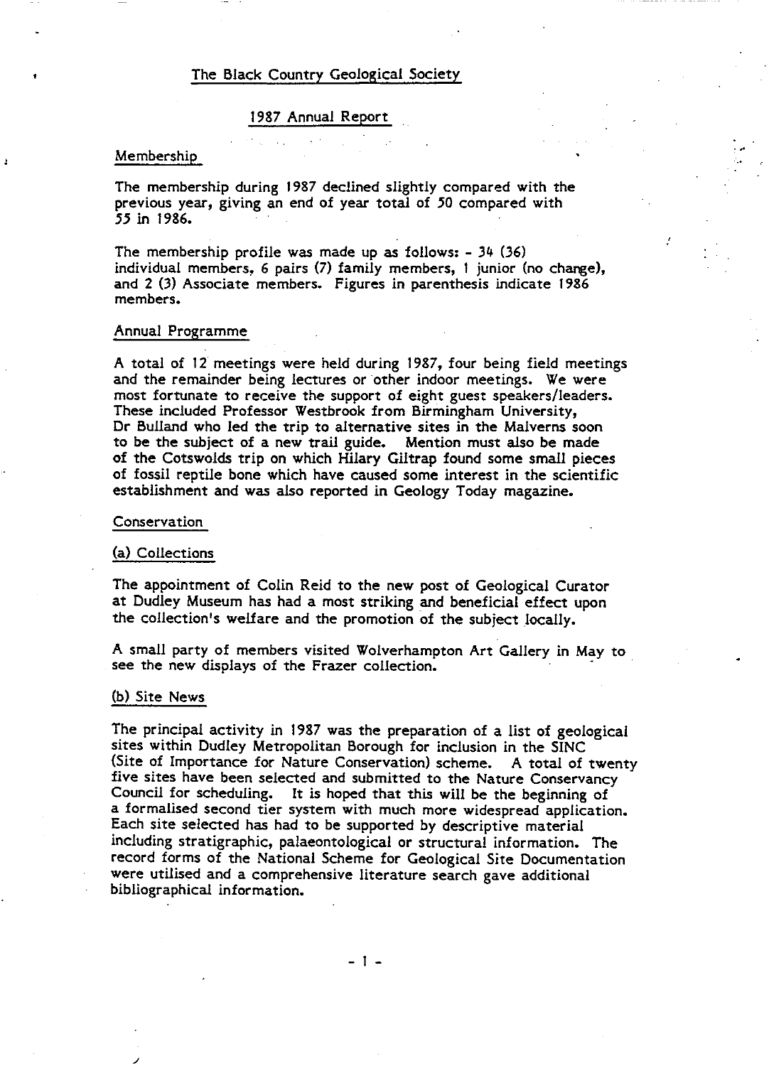# The Black Country Geological Society

## 1987 Annual Report

### Membership

The membership during 1987 declined slightly compared with the previous year, giving an end of year total of 50 compared with 55 in 1986.

The membership profile was made up as follows: - 34 (36) individual members, 6 pairs (7) family members, 1 junior (no change), and 2 (3) Associate members. Figures in parenthesis indicate 1986 members.

### Annual Programme

A total of 12 meetings were held during 1987, four being field meetings and the remainder being lectures or other indoor meetings. We were most fortunate to receive the support of eight guest speakers/leaders. These included Professor Westbrook from Birmingham University, Dr Bulland who led the trip to alternative sites in the Malverns soon to be the subject of a new trail guide. Mention must also be made of the Cotswolds trip on which Hilary Giltrap found some small pieces of fossil reptile bone which have caused some interest in the scientific establishment and was also reported in Geology Today magazine.

### Conservation

#### (a) Collections

The appointment of Colin Reid to the new post of Geological Curator at Dudley Museum has had a most striking and beneficial effect upon the collection's welfare and the promotion of the subject locally.

A small party of members visited Wolverhampton Art Gallery in May to see the new displays of the Frazer collection.

#### (b) Site News

The principal activity in 1987 was the preparation of a list of geological sites within Dudley Metropolitan Borough for inclusion in the SINC (Site of Importance for Nature Conservation) scheme. A total of twenty five sites have been selected and submitted to the Nature Conservancy Council for scheduling. It is hoped that this will be the beginning of a formalised second tier system with much more widespread application. Each site selected has had to be supported by descriptive material including stratigraphic, palaeontological or structural information. The record forms of the National Scheme for Geological Site Documentation were utilised and a comprehensive literature search gave additional bibliographical information.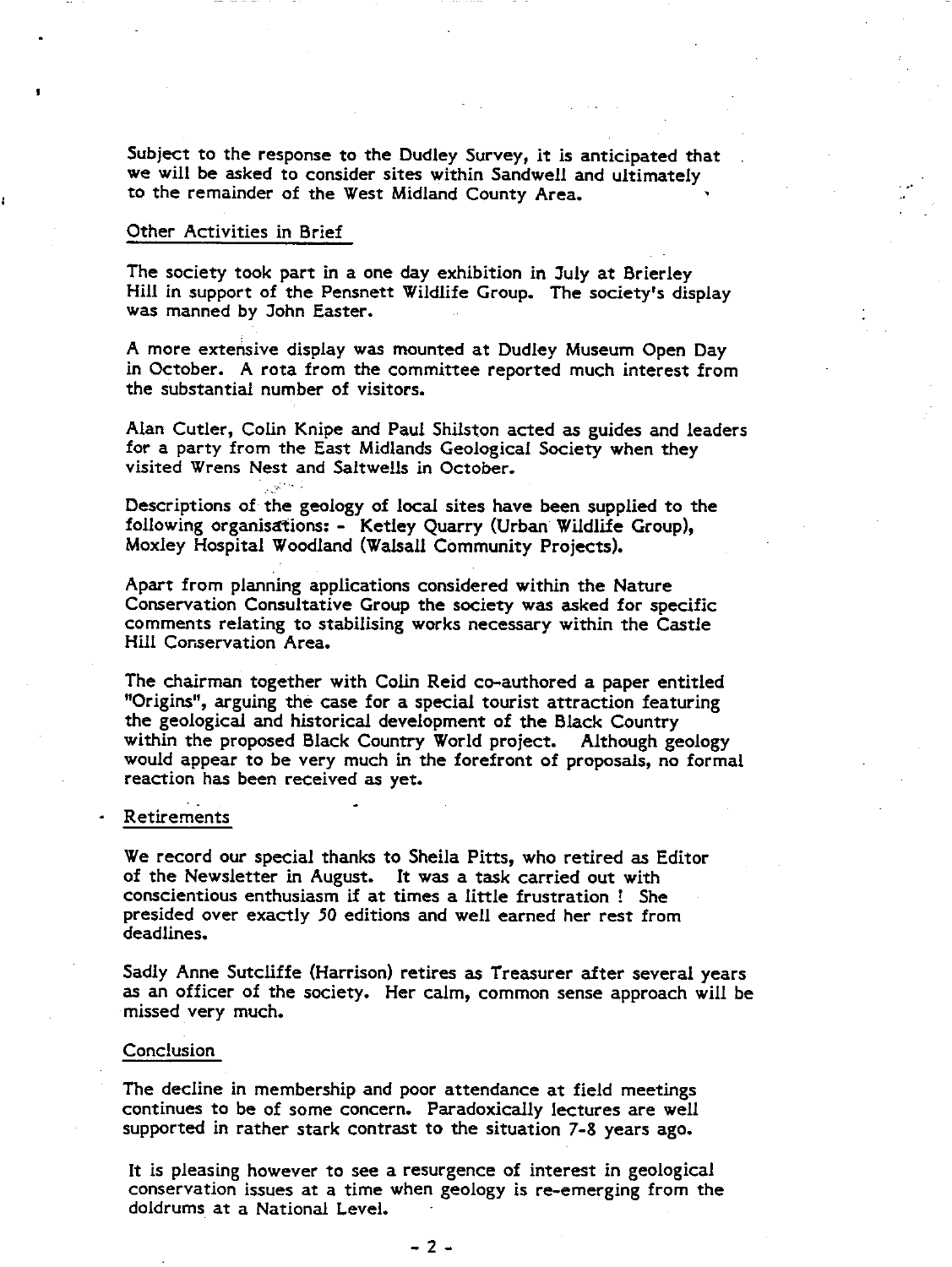Subject to the response to the Dudley Survey, it is anticipated that we will be asked to consider sites within Sandwell and ultimately to the remainder of the West Midland County Area.

## Other Activities in Brief

The society took part in a one day exhibition in July at Brierley Hill in support of the Pensnett Wildlife Group. The society's display was manned by John Easter.

A more extensive display was mounted at Dudley Museum Open Day in October. A rota from the committee reported much interest from the substantial number of visitors.

Alan Cutler, Colin Knipe and Paul Shilston acted as guides and leaders for a party from the East Midlands Geological Society when they visited Wrens Nest and Saltwells in October.

Descriptions of the geology of local sites have been supplied to the following organisations: - Ketley Quarry (Urban Wildlife Group), Moxley Hospital Woodland (Walsall Community Projects).

Apart from planning applications considered within the Nature Conservation Consultative Group the society was asked for specific comments relating to stabilising works necessary within the Castle Hill Conservation Area.

The chairman together with Colin Reid co-authored a paper entitled "Origins", arguing the case for a special tourist attraction featuring the geological and historical development of the Black Country within the proposed Black Country World project. Although geology would appear to be very much in the forefront of proposals, no formal reaction has been received as yet.

## Retirements

We record our special thanks to Sheila Pitts, who retired as Editor of the Newsletter in August. It was a task carried out with conscientious enthusiasm if at times a little frustration ! She presided over exactly 50 editions and well earned her rest from deadlines.

Sadly Anne Sutcliffe (Harrison) retires as Treasurer after several years as an officer of the society. Her calm, common sense approach will be missed very much.

## Conclusion

The decline in membership and poor attendance at field meetings continues to be of some concern. Paradoxically lectures are well supported in rather stark contrast to the situation 7-8 years ago.

It is pleasing however to see a resurgence of interest in geological conservation issues at a time when geology is re-emerging from the doldrums at a National Level.